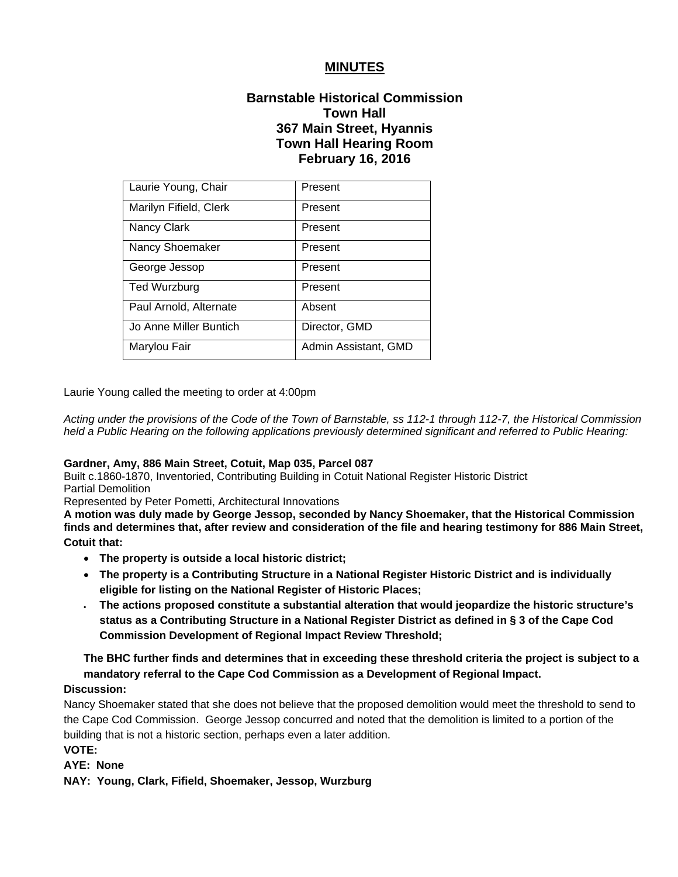# MINUTES

## Barnstable Historical Commission
## Town Hall
## 367 Main Street, Hyannis
## Town Hall Hearing Room
## February 16, 2016

| | |
|---|---|
| Laurie Young, Chair | Present |
| Marilyn Fifield, Clerk | Present |
| Nancy Clark | Present |
| Nancy Shoemaker | Present |
| George Jessop | Present |
| Ted Wurzburg | Present |
| Paul Arnold, Alternate | Absent |
| Jo Anne Miller Buntich | Director, GMD |
| Marylou Fair | Admin Assistant, GMD |

Laurie Young called the meeting to order at 4:00pm

*Acting under the provisions of the Code of the Town of Barnstable, ss 112-1 through 112-7, the Historical Commission held a Public Hearing on the following applications previously determined significant and referred to Public Hearing:*

**Gardner, Amy, 886 Main Street, Cotuit, Map 035, Parcel 087**
Built c.1860-1870, Inventoried, Contributing Building in Cotuit National Register Historic District
Partial Demolition
Represented by Peter Pometti, Architectural Innovations
**A motion was duly made by George Jessop, seconded by Nancy Shoemaker, that the Historical Commission finds and determines that, after review and consideration of the file and hearing testimony for 886 Main Street, Cotuit that:**

- **The property is outside a local historic district;**
- **The property is a Contributing Structure in a National Register Historic District and is individually eligible for listing on the National Register of Historic Places;**
- **The actions proposed constitute a substantial alteration that would jeopardize the historic structure's status as a Contributing Structure in a National Register District as defined in § 3 of the Cape Cod Commission Development of Regional Impact Review Threshold;**

**The BHC further finds and determines that in exceeding these threshold criteria the project is subject to a mandatory referral to the Cape Cod Commission as a Development of Regional Impact.**

**Discussion:**
Nancy Shoemaker stated that she does not believe that the proposed demolition would meet the threshold to send to the Cape Cod Commission. George Jessop concurred and noted that the demolition is limited to a portion of the building that is not a historic section, perhaps even a later addition.

**VOTE:**
**AYE: None**
**NAY: Young, Clark, Fifield, Shoemaker, Jessop, Wurzburg**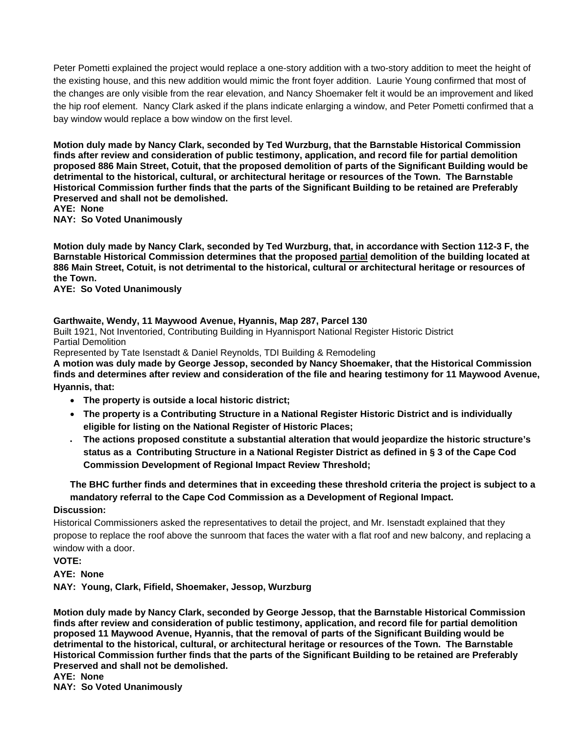Peter Pometti explained the project would replace a one-story addition with a two-story addition to meet the height of the existing house, and this new addition would mimic the front foyer addition. Laurie Young confirmed that most of the changes are only visible from the rear elevation, and Nancy Shoemaker felt it would be an improvement and liked the hip roof element. Nancy Clark asked if the plans indicate enlarging a window, and Peter Pometti confirmed that a bay window would replace a bow window on the first level.

**Motion duly made by Nancy Clark, seconded by Ted Wurzburg, that the Barnstable Historical Commission finds after review and consideration of public testimony, application, and record file for partial demolition proposed 886 Main Street, Cotuit, that the proposed demolition of parts of the Significant Building would be detrimental to the historical, cultural, or architectural heritage or resources of the Town. The Barnstable Historical Commission further finds that the parts of the Significant Building to be retained are Preferably Preserved and shall not be demolished.**
**AYE: None**
**NAY: So Voted Unanimously**

**Motion duly made by Nancy Clark, seconded by Ted Wurzburg, that, in accordance with Section 112-3 F, the Barnstable Historical Commission determines that the proposed <u>partial</u> demolition of the building located at 886 Main Street, Cotuit, is not detrimental to the historical, cultural or architectural heritage or resources of the Town.**
**AYE: So Voted Unanimously**

**Garthwaite, Wendy, 11 Maywood Avenue, Hyannis, Map 287, Parcel 130**
Built 1921, Not Inventoried, Contributing Building in Hyannisport National Register Historic District
Partial Demolition
Represented by Tate Isenstadt & Daniel Reynolds, TDI Building & Remodeling
**A motion was duly made by George Jessop, seconded by Nancy Shoemaker, that the Historical Commission finds and determines after review and consideration of the file and hearing testimony for 11 Maywood Avenue, Hyannis, that:**

- **The property is outside a local historic district;**
- **The property is a Contributing Structure in a National Register Historic District and is individually eligible for listing on the National Register of Historic Places;**
- **The actions proposed constitute a substantial alteration that would jeopardize the historic structure's status as a Contributing Structure in a National Register District as defined in § 3 of the Cape Cod Commission Development of Regional Impact Review Threshold;**

**The BHC further finds and determines that in exceeding these threshold criteria the project is subject to a mandatory referral to the Cape Cod Commission as a Development of Regional Impact.**

**Discussion:**
Historical Commissioners asked the representatives to detail the project, and Mr. Isenstadt explained that they propose to replace the roof above the sunroom that faces the water with a flat roof and new balcony, and replacing a window with a door.

**VOTE:**
**AYE: None**
**NAY: Young, Clark, Fifield, Shoemaker, Jessop, Wurzburg**

**Motion duly made by Nancy Clark, seconded by George Jessop, that the Barnstable Historical Commission finds after review and consideration of public testimony, application, and record file for partial demolition proposed 11 Maywood Avenue, Hyannis, that the removal of parts of the Significant Building would be detrimental to the historical, cultural, or architectural heritage or resources of the Town. The Barnstable Historical Commission further finds that the parts of the Significant Building to be retained are Preferably Preserved and shall not be demolished.**
**AYE: None**
**NAY: So Voted Unanimously**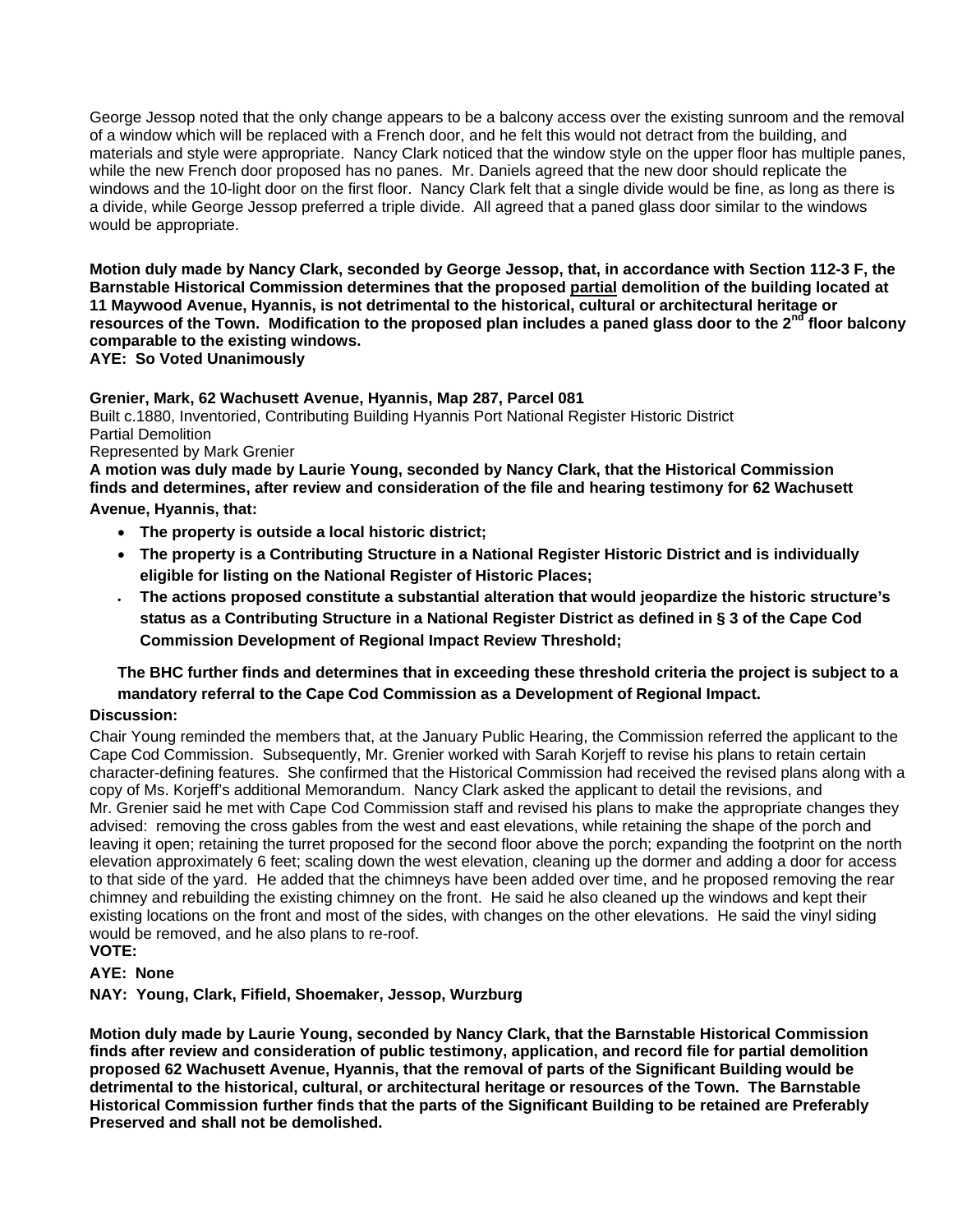George Jessop noted that the only change appears to be a balcony access over the existing sunroom and the removal of a window which will be replaced with a French door, and he felt this would not detract from the building, and materials and style were appropriate. Nancy Clark noticed that the window style on the upper floor has multiple panes, while the new French door proposed has no panes. Mr. Daniels agreed that the new door should replicate the windows and the 10-light door on the first floor. Nancy Clark felt that a single divide would be fine, as long as there is a divide, while George Jessop preferred a triple divide. All agreed that a paned glass door similar to the windows would be appropriate.

**Motion duly made by Nancy Clark, seconded by George Jessop, that, in accordance with Section 112-3 F, the Barnstable Historical Commission determines that the proposed <u>partial</u> demolition of the building located at 11 Maywood Avenue, Hyannis, is not detrimental to the historical, cultural or architectural heritage or resources of the Town. Modification to the proposed plan includes a paned glass door to the 2nd floor balcony comparable to the existing windows.**
**AYE: So Voted Unanimously**

**Grenier, Mark, 62 Wachusett Avenue, Hyannis, Map 287, Parcel 081**
Built c.1880, Inventoried, Contributing Building Hyannis Port National Register Historic District
Partial Demolition
Represented by Mark Grenier
**A motion was duly made by Laurie Young, seconded by Nancy Clark, that the Historical Commission finds and determines, after review and consideration of the file and hearing testimony for 62 Wachusett Avenue, Hyannis, that:**

- **The property is outside a local historic district;**
- **The property is a Contributing Structure in a National Register Historic District and is individually eligible for listing on the National Register of Historic Places;**
- **The actions proposed constitute a substantial alteration that would jeopardize the historic structure's status as a Contributing Structure in a National Register District as defined in § 3 of the Cape Cod Commission Development of Regional Impact Review Threshold;**

**The BHC further finds and determines that in exceeding these threshold criteria the project is subject to a mandatory referral to the Cape Cod Commission as a Development of Regional Impact.**

**Discussion:**
Chair Young reminded the members that, at the January Public Hearing, the Commission referred the applicant to the Cape Cod Commission. Subsequently, Mr. Grenier worked with Sarah Korjeff to revise his plans to retain certain character-defining features. She confirmed that the Historical Commission had received the revised plans along with a copy of Ms. Korjeff's additional Memorandum. Nancy Clark asked the applicant to detail the revisions, and Mr. Grenier said he met with Cape Cod Commission staff and revised his plans to make the appropriate changes they advised: removing the cross gables from the west and east elevations, while retaining the shape of the porch and leaving it open; retaining the turret proposed for the second floor above the porch; expanding the footprint on the north elevation approximately 6 feet; scaling down the west elevation, cleaning up the dormer and adding a door for access to that side of the yard. He added that the chimneys have been added over time, and he proposed removing the rear chimney and rebuilding the existing chimney on the front. He said he also cleaned up the windows and kept their existing locations on the front and most of the sides, with changes on the other elevations. He said the vinyl siding would be removed, and he also plans to re-roof.
**VOTE:**

**AYE: None**

**NAY: Young, Clark, Fifield, Shoemaker, Jessop, Wurzburg**

**Motion duly made by Laurie Young, seconded by Nancy Clark, that the Barnstable Historical Commission finds after review and consideration of public testimony, application, and record file for partial demolition proposed 62 Wachusett Avenue, Hyannis, that the removal of parts of the Significant Building would be detrimental to the historical, cultural, or architectural heritage or resources of the Town. The Barnstable Historical Commission further finds that the parts of the Significant Building to be retained are Preferably Preserved and shall not be demolished.**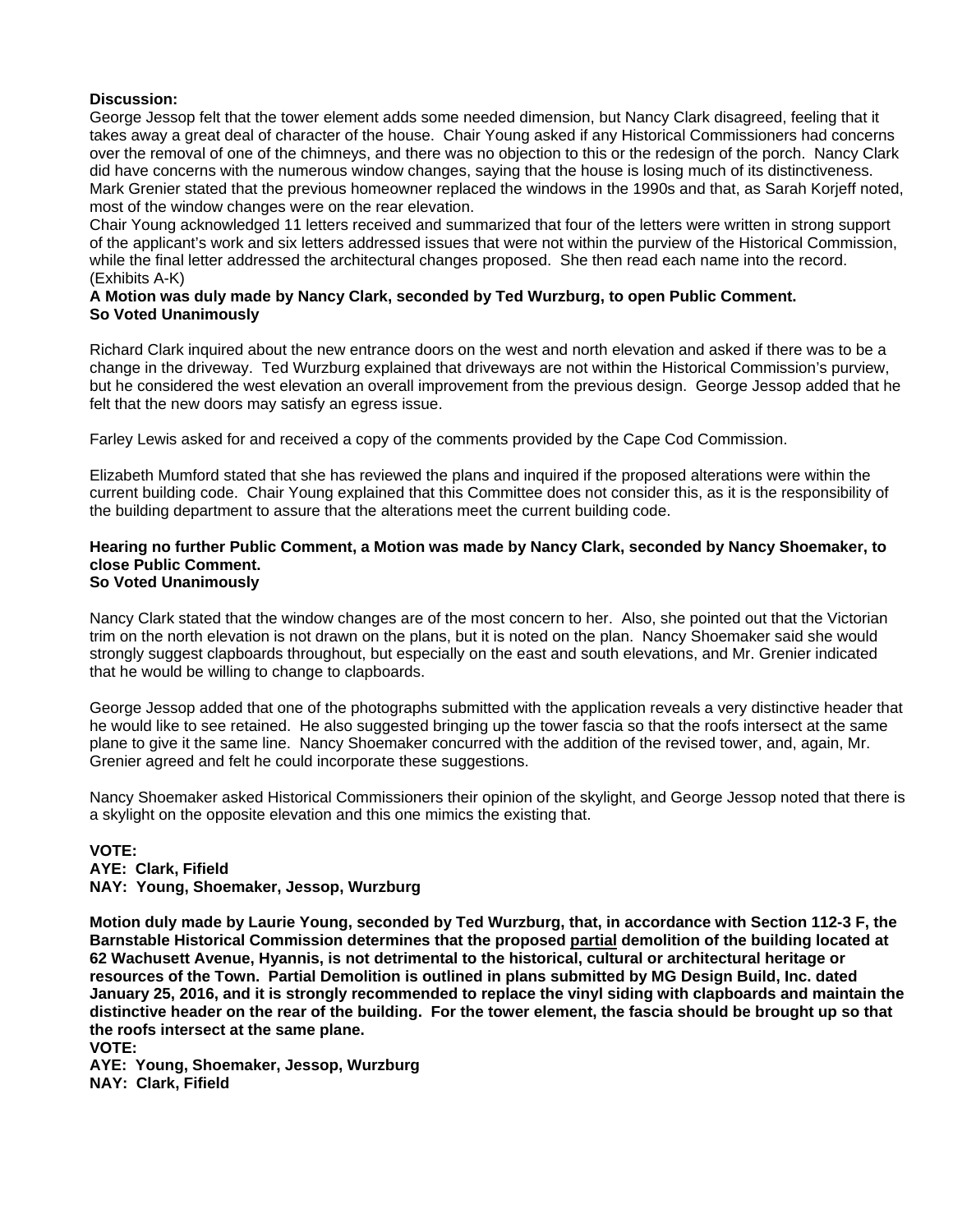**Discussion:**
George Jessop felt that the tower element adds some needed dimension, but Nancy Clark disagreed, feeling that it takes away a great deal of character of the house. Chair Young asked if any Historical Commissioners had concerns over the removal of one of the chimneys, and there was no objection to this or the redesign of the porch. Nancy Clark did have concerns with the numerous window changes, saying that the house is losing much of its distinctiveness. Mark Grenier stated that the previous homeowner replaced the windows in the 1990s and that, as Sarah Korjeff noted, most of the window changes were on the rear elevation.
Chair Young acknowledged 11 letters received and summarized that four of the letters were written in strong support of the applicant's work and six letters addressed issues that were not within the purview of the Historical Commission, while the final letter addressed the architectural changes proposed. She then read each name into the record. (Exhibits A-K)

**A Motion was duly made by Nancy Clark, seconded by Ted Wurzburg, to open Public Comment.**
**So Voted Unanimously**

Richard Clark inquired about the new entrance doors on the west and north elevation and asked if there was to be a change in the driveway. Ted Wurzburg explained that driveways are not within the Historical Commission's purview, but he considered the west elevation an overall improvement from the previous design. George Jessop added that he felt that the new doors may satisfy an egress issue.

Farley Lewis asked for and received a copy of the comments provided by the Cape Cod Commission.

Elizabeth Mumford stated that she has reviewed the plans and inquired if the proposed alterations were within the current building code. Chair Young explained that this Committee does not consider this, as it is the responsibility of the building department to assure that the alterations meet the current building code.

**Hearing no further Public Comment, a Motion was made by Nancy Clark, seconded by Nancy Shoemaker, to close Public Comment.**
**So Voted Unanimously**

Nancy Clark stated that the window changes are of the most concern to her. Also, she pointed out that the Victorian trim on the north elevation is not drawn on the plans, but it is noted on the plan. Nancy Shoemaker said she would strongly suggest clapboards throughout, but especially on the east and south elevations, and Mr. Grenier indicated that he would be willing to change to clapboards.

George Jessop added that one of the photographs submitted with the application reveals a very distinctive header that he would like to see retained. He also suggested bringing up the tower fascia so that the roofs intersect at the same plane to give it the same line. Nancy Shoemaker concurred with the addition of the revised tower, and, again, Mr. Grenier agreed and felt he could incorporate these suggestions.

Nancy Shoemaker asked Historical Commissioners their opinion of the skylight, and George Jessop noted that there is a skylight on the opposite elevation and this one mimics the existing that.

**VOTE:**
**AYE: Clark, Fifield**
**NAY: Young, Shoemaker, Jessop, Wurzburg**

**Motion duly made by Laurie Young, seconded by Ted Wurzburg, that, in accordance with Section 112-3 F, the Barnstable Historical Commission determines that the proposed partial demolition of the building located at 62 Wachusett Avenue, Hyannis, is not detrimental to the historical, cultural or architectural heritage or resources of the Town. Partial Demolition is outlined in plans submitted by MG Design Build, Inc. dated January 25, 2016, and it is strongly recommended to replace the vinyl siding with clapboards and maintain the distinctive header on the rear of the building. For the tower element, the fascia should be brought up so that the roofs intersect at the same plane.**
**VOTE:**
**AYE: Young, Shoemaker, Jessop, Wurzburg**
**NAY: Clark, Fifield**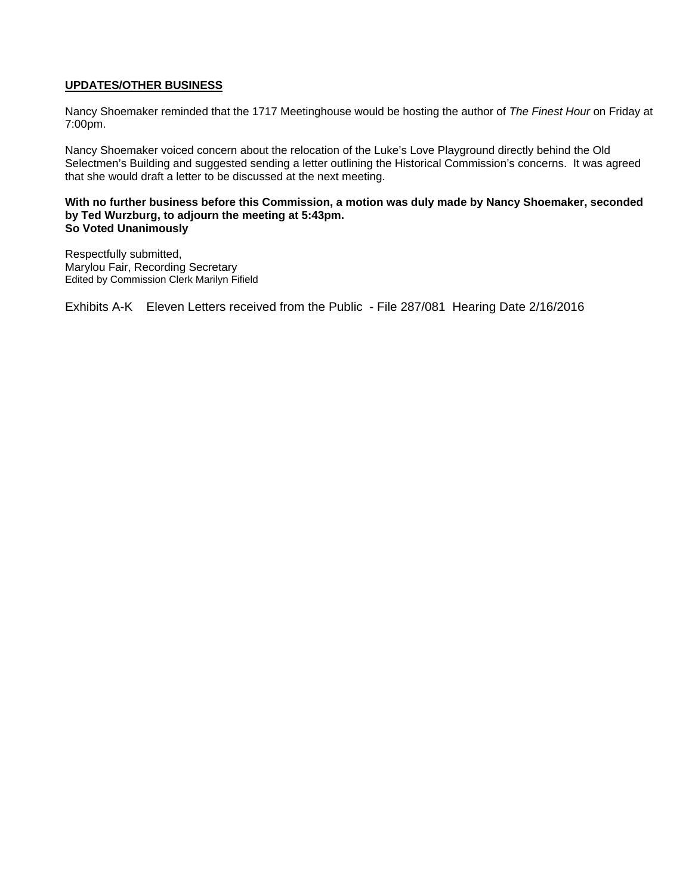**UPDATES/OTHER BUSINESS**

Nancy Shoemaker reminded that the 1717 Meetinghouse would be hosting the author of *The Finest Hour* on Friday at 7:00pm.

Nancy Shoemaker voiced concern about the relocation of the Luke's Love Playground directly behind the Old Selectmen's Building and suggested sending a letter outlining the Historical Commission's concerns. It was agreed that she would draft a letter to be discussed at the next meeting.

**With no further business before this Commission, a motion was duly made by Nancy Shoemaker, seconded by Ted Wurzburg, to adjourn the meeting at 5:43pm.**
**So Voted Unanimously**

Respectfully submitted,
Marylou Fair, Recording Secretary
Edited by Commission Clerk Marilyn Fifield

Exhibits A-K Eleven Letters received from the Public - File 287/081 Hearing Date 2/16/2016